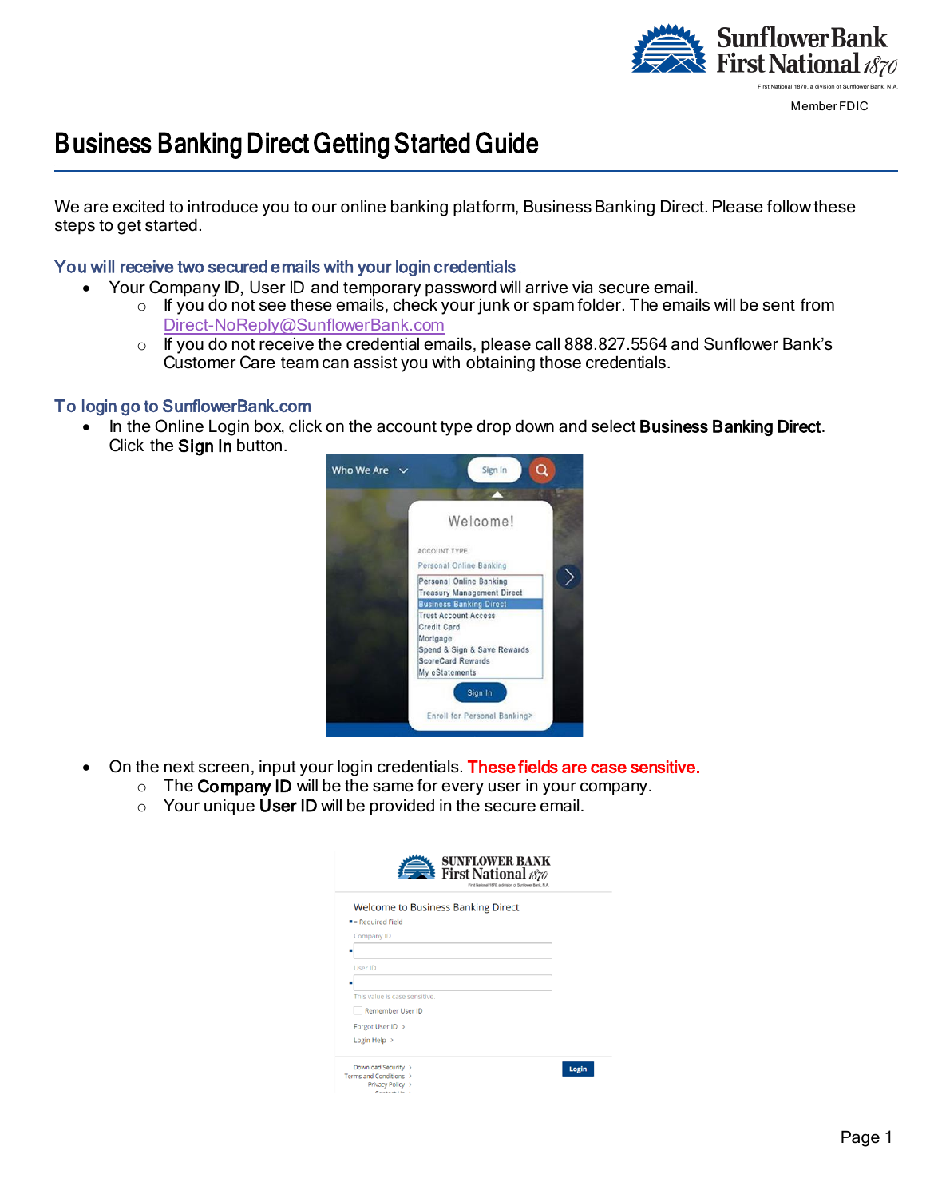# Business Banking Direct Getting Started Guide

We are excited to introduce you to our online banking platform, Business Banking Direct. Please follow these steps to get started.

## You will receive two secured emails with your login credentials

- Your Company ID, User ID and temporary password will arrive via secure email.
  - If you do not see these emails, check your junk or spam folder. The emails will be sent from Direct-NoReply@SunflowerBank.com
  - If you do not receive the credential emails, please call 888.827.5564 and Sunflower Bank's Customer Care team can assist you with obtaining those credentials.

## To login go to SunflowerBank.com

- In the Online Login box, click on the account type drop down and select **Business Banking Direct**. Click the **Sign In** button.

- On the next screen, input your login credentials. These fields are case sensitive.
  - The **Company ID** will be the same for every user in your company.
  - Your unique **User ID** will be provided in the secure email.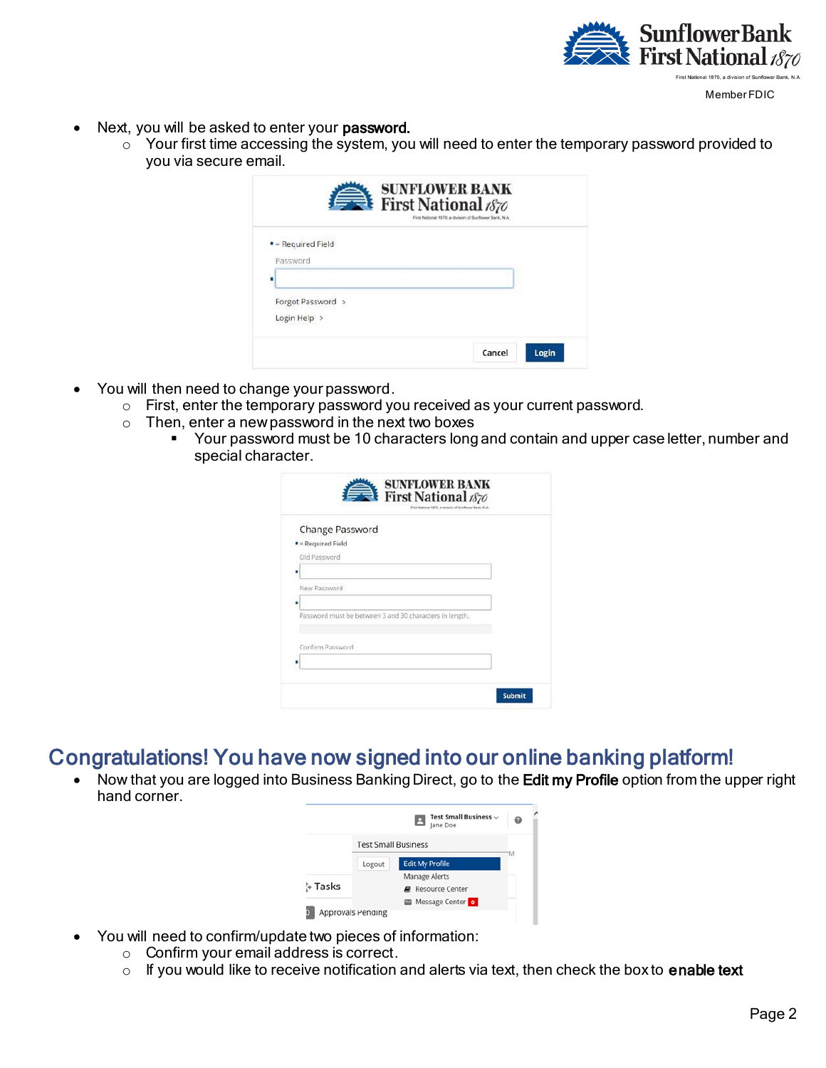- Next, you will be asked to enter your **password.**
  - Your first time accessing the system, you will need to enter the temporary password provided to you via secure email.

- You will then need to change your password.
  - First, enter the temporary password you received as your current password.
  - Then, enter a new password in the next two boxes
    - Your password must be 10 characters long and contain and upper case letter, number and special character.

## Congratulations! You have now signed into our online banking platform!

- Now that you are logged into Business Banking Direct, go to the **Edit my Profile** option from the upper right hand corner.

- You will need to confirm/update two pieces of information:
  - Confirm your email address is correct.
  - If you would like to receive notification and alerts via text, then check the box to **enable text**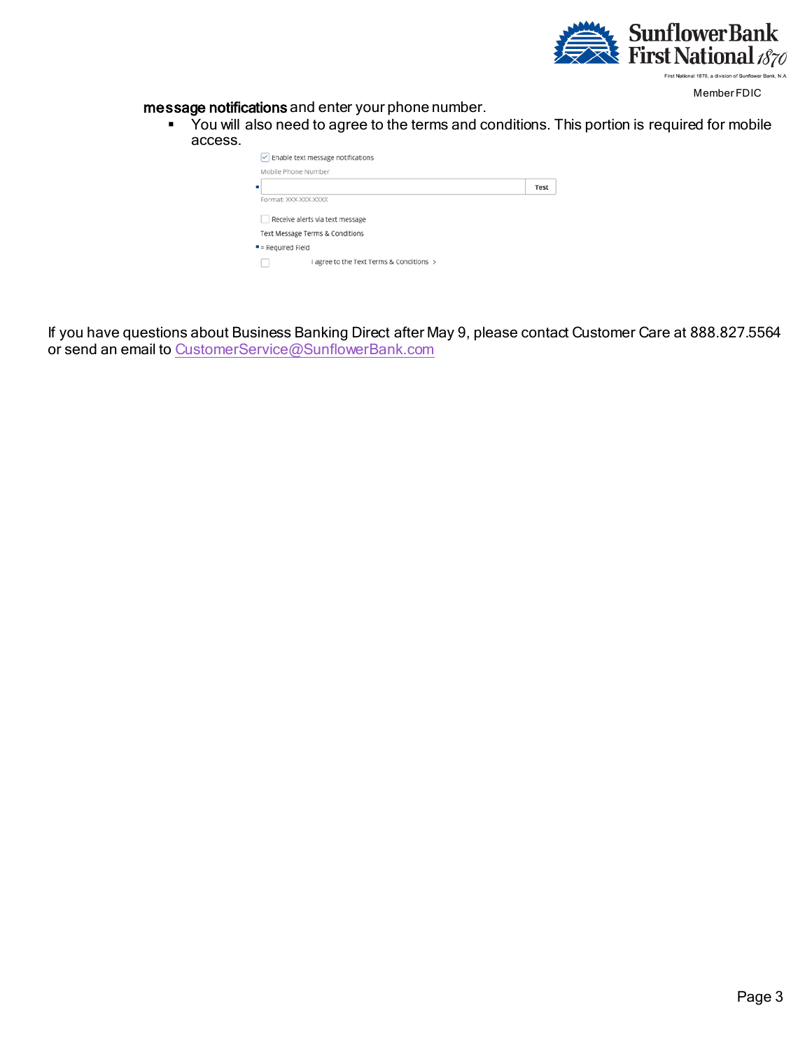**message notifications** and enter your phone number.

- You will also need to agree to the terms and conditions. This portion is required for mobile access.

Enable text message notifications

Mobile Phone Number

Test

Format: XXX-XXX-XXXX

Receive alerts via text message

Text Message Terms & Conditions

= Required Field

I agree to the Text Terms & Conditions >

If you have questions about Business Banking Direct after May 9, please contact Customer Care at 888.827.5564 or send an email to CustomerService@SunflowerBank.com